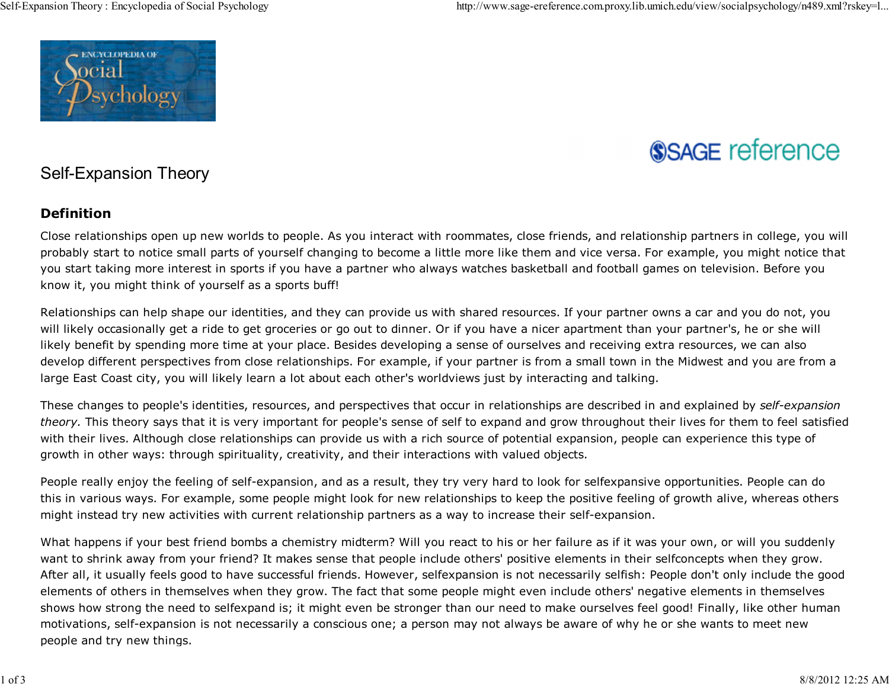# Self-Expansion Theory

## Definition

Close relationships open up new worlds to people. As you interact with roommates, close friends, and relationship partners in college, you will probably start to notice small parts of yourself changing to become a little more like them and vice versa. For example, you might notice that you start taking more interest in sports if you have a partner who always watches basketball and football games on television. Before you know it, you might think of yourself as a sports buff!

Relationships can help shape our identities, and they can provide us with shared resources. If your partner owns a car and you do not, you will likely occasionally get a ride to get groceries or go out to dinner. Or if you have a nicer apartment than your partner's, he or she will likely benefit by spending more time at your place. Besides developing a sense of ourselves and receiving extra resources, we can also develop different perspectives from close relationships. For example, if your partner is from a small town in the Midwest and you are from a large East Coast city, you will likely learn a lot about each other's worldviews just by interacting and talking.

These changes to people's identities, resources, and perspectives that occur in relationships are described in and explained by *self-expansion theory.* This theory says that it is very important for people's sense of self to expand and grow throughout their lives for them to feel satisfied with their lives. Although close relationships can provide us with a rich source of potential expansion, people can experience this type of growth in other ways: through spirituality, creativity, and their interactions with valued objects.

People really enjoy the feeling of self-expansion, and as a result, they try very hard to look for selfexpansive opportunities. People can do this in various ways. For example, some people might look for new relationships to keep the positive feeling of growth alive, whereas others might instead try new activities with current relationship partners as a way to increase their self-expansion.

What happens if your best friend bombs a chemistry midterm? Will you react to his or her failure as if it was your own, or will you suddenly want to shrink away from your friend? It makes sense that people include others' positive elements in their selfconcepts when they grow. After all, it usually feels good to have successful friends. However, selfexpansion is not necessarily selfish: People don't only include the good elements of others in themselves when they grow. The fact that some people might even include others' negative elements in themselves shows how strong the need to selfexpand is; it might even be stronger than our need to make ourselves feel good! Finally, like other human motivations, self-expansion is not necessarily a conscious one; a person may not always be aware of why he or she wants to meet new people and try new things.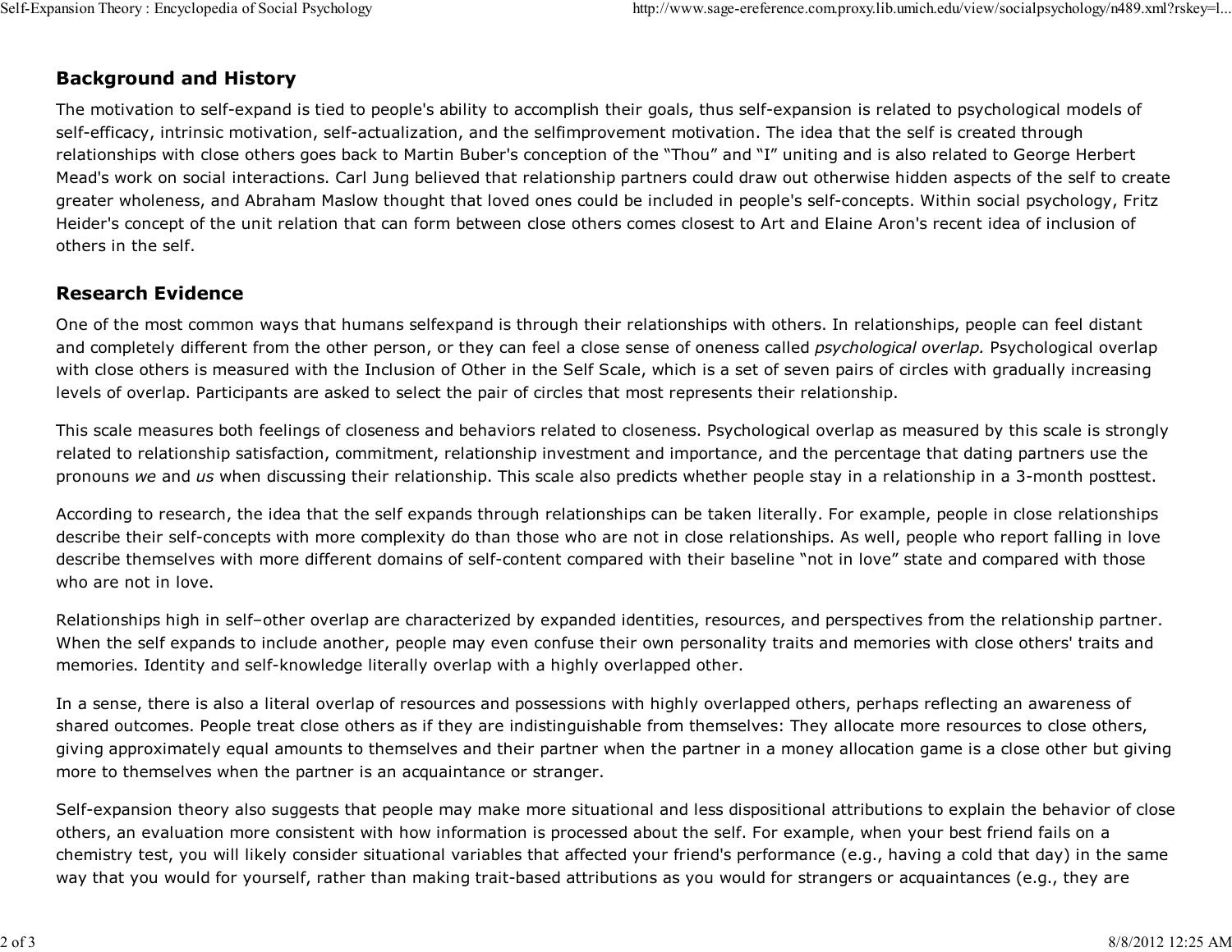## Background and History

The motivation to self-expand is tied to people's ability to accomplish their goals, thus self-expansion is related to psychological models of self-efficacy, intrinsic motivation, self-actualization, and the selfimprovement motivation. The idea that the self is created through relationships with close others goes back to Martin Buber's conception of the "Thou" and "I" uniting and is also related to George Herbert Mead's work on social interactions. Carl Jung believed that relationship partners could draw out otherwise hidden aspects of the self to create greater wholeness, and Abraham Maslow thought that loved ones could be included in people's self-concepts. Within social psychology, Fritz Heider's concept of the unit relation that can form between close others comes closest to Art and Elaine Aron's recent idea of inclusion of others in the self.

## Research Evidence

One of the most common ways that humans selfexpand is through their relationships with others. In relationships, people can feel distant and completely different from the other person, or they can feel a close sense of oneness called *psychological overlap.* Psychological overlap with close others is measured with the Inclusion of Other in the Self Scale, which is a set of seven pairs of circles with gradually increasing levels of overlap. Participants are asked to select the pair of circles that most represents their relationship.

This scale measures both feelings of closeness and behaviors related to closeness. Psychological overlap as measured by this scale is strongly related to relationship satisfaction, commitment, relationship investment and importance, and the percentage that dating partners use the pronouns *we* and *us* when discussing their relationship. This scale also predicts whether people stay in a relationship in a 3-month posttest.

According to research, the idea that the self expands through relationships can be taken literally. For example, people in close relationships describe their self-concepts with more complexity do than those who are not in close relationships. As well, people who report falling in love describe themselves with more different domains of self-content compared with their baseline "not in love" state and compared with those who are not in love.

Relationships high in self–other overlap are characterized by expanded identities, resources, and perspectives from the relationship partner. When the self expands to include another, people may even confuse their own personality traits and memories with close others' traits and memories. Identity and self-knowledge literally overlap with a highly overlapped other.

In a sense, there is also a literal overlap of resources and possessions with highly overlapped others, perhaps reflecting an awareness of shared outcomes. People treat close others as if they are indistinguishable from themselves: They allocate more resources to close others, giving approximately equal amounts to themselves and their partner when the partner in a money allocation game is a close other but giving more to themselves when the partner is an acquaintance or stranger.

Self-expansion theory also suggests that people may make more situational and less dispositional attributions to explain the behavior of close others, an evaluation more consistent with how information is processed about the self. For example, when your best friend fails on a chemistry test, you will likely consider situational variables that affected your friend's performance (e.g., having a cold that day) in the same way that you would for yourself, rather than making trait-based attributions as you would for strangers or acquaintances (e.g., they are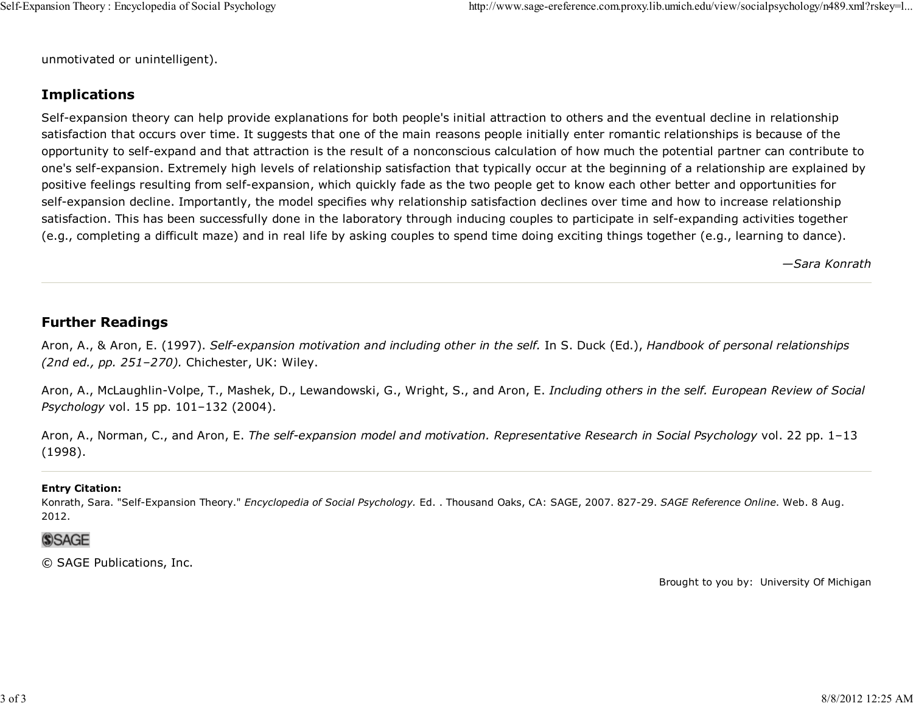unmotivated or unintelligent).

## Implications

Self-expansion theory can help provide explanations for both people's initial attraction to others and the eventual decline in relationship satisfaction that occurs over time. It suggests that one of the main reasons people initially enter romantic relationships is because of the opportunity to self-expand and that attraction is the result of a nonconscious calculation of how much the potential partner can contribute to one's self-expansion. Extremely high levels of relationship satisfaction that typically occur at the beginning of a relationship are explained by positive feelings resulting from self-expansion, which quickly fade as the two people get to know each other better and opportunities for self-expansion decline. Importantly, the model specifies why relationship satisfaction declines over time and how to increase relationship satisfaction. This has been successfully done in the laboratory through inducing couples to participate in self-expanding activities together (e.g., completing a difficult maze) and in real life by asking couples to spend time doing exciting things together (e.g., learning to dance).

*—Sara Konrath*

## Further Readings

Aron, A., & Aron, E. (1997). *Self-expansion motivation and including other in the self.* In S. Duck (Ed.), *Handbook of personal relationships (2nd ed., pp. 251–270).* Chichester, UK: Wiley.

Aron, A., McLaughlin-Volpe, T., Mashek, D., Lewandowski, G., Wright, S., and Aron, E. *Including others in the self. European Review of Social Psychology* vol. 15 pp. 101–132 (2004).

Aron, A., Norman, C., and Aron, E. *The self-expansion model and motivation. Representative Research in Social Psychology* vol. 22 pp. 1–13 (1998).

**Entry Citation:**
Konrath, Sara. "Self-Expansion Theory." *Encyclopedia of Social Psychology.* Ed. . Thousand Oaks, CA: SAGE, 2007. 827-29. *SAGE Reference Online*. Web. 8 Aug. 2012.

SAGE

© SAGE Publications, Inc.

Brought to you by: University Of Michigan